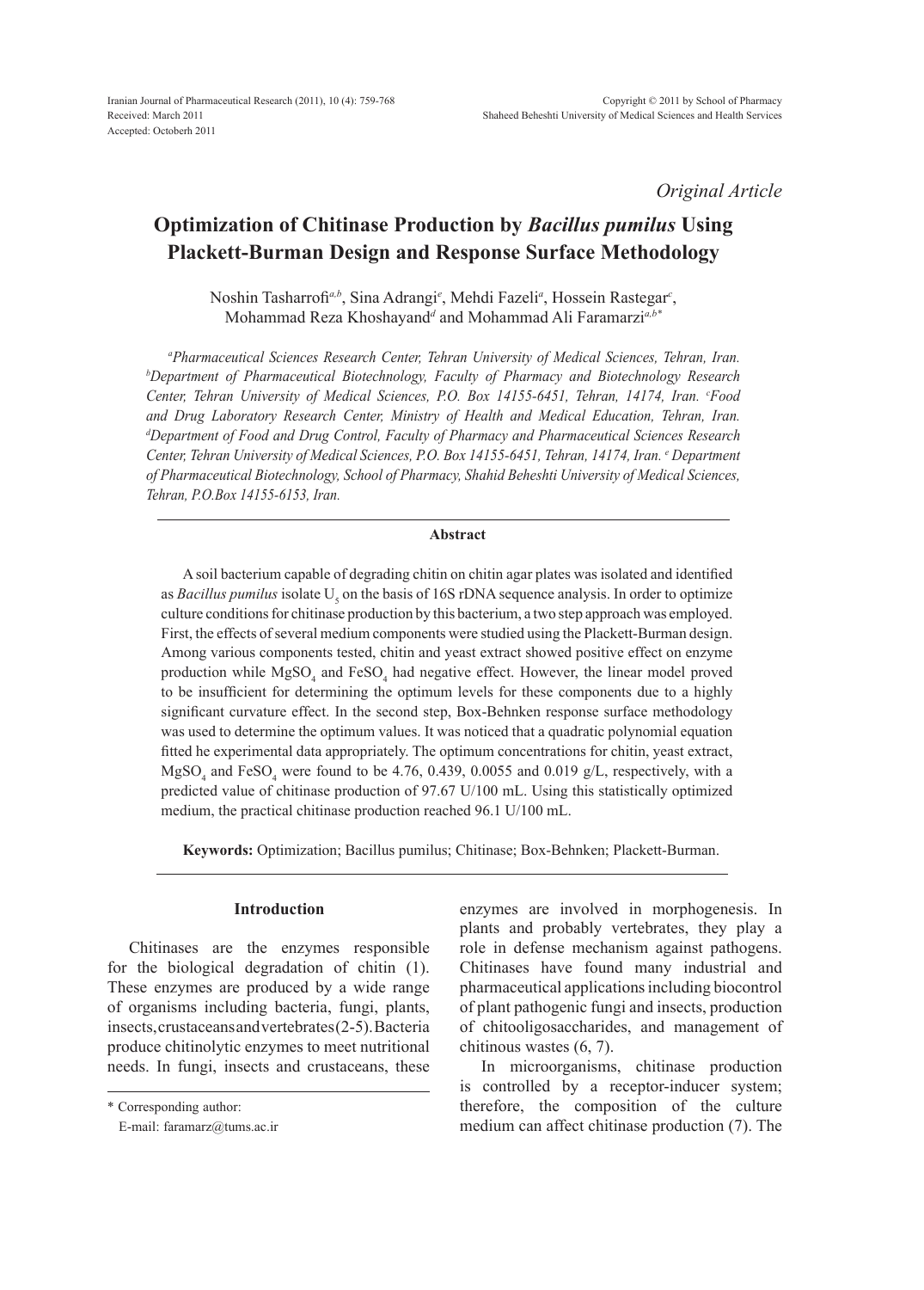Received: March 2011
Accepted: Octoberh 2011

*Original Article*

# Optimization of Chitinase Production by *Bacillus pumilus* Using Plackett-Burman Design and Response Surface Methodology

Noshin Tasharrofi[a,b], Sina Adrangi[e], Mehdi Fazeli[a], Hossein Rastegar[c], Mohammad Reza Khoshayand[d] and Mohammad Ali Faramarzi[a,b*]

*[a]Pharmaceutical Sciences Research Center, Tehran University of Medical Sciences, Tehran, Iran. [b]Department of Pharmaceutical Biotechnology, Faculty of Pharmacy and Biotechnology Research Center, Tehran University of Medical Sciences, P.O. Box 14155-6451, Tehran, 14174, Iran. [c]Food and Drug Laboratory Research Center, Ministry of Health and Medical Education, Tehran, Iran. [d]Department of Food and Drug Control, Faculty of Pharmacy and Pharmaceutical Sciences Research Center, Tehran University of Medical Sciences, P.O. Box 14155-6451, Tehran, 14174, Iran. [e] Department of Pharmaceutical Biotechnology, School of Pharmacy, Shahid Beheshti University of Medical Sciences, Tehran, P.O.Box 14155-6153, Iran.*

## Abstract

A soil bacterium capable of degrading chitin on chitin agar plates was isolated and identified as *Bacillus pumilus* isolate $U_5$ on the basis of 16S rDNA sequence analysis. In order to optimize culture conditions for chitinase production by this bacterium, a two step approach was employed. First, the effects of several medium components were studied using the Plackett-Burman design. Among various components tested, chitin and yeast extract showed positive effect on enzyme production while $MgSO_4$ and $FeSO_4$ had negative effect. However, the linear model proved to be insufficient for determining the optimum levels for these components due to a highly significant curvature effect. In the second step, Box-Behnken response surface methodology was used to determine the optimum values. It was noticed that a quadratic polynomial equation fitted he experimental data appropriately. The optimum concentrations for chitin, yeast extract, $MgSO_4$ and $FeSO_4$ were found to be 4.76, 0.439, 0.0055 and 0.019 g/L, respectively, with a predicted value of chitinase production of 97.67 U/100 mL. Using this statistically optimized medium, the practical chitinase production reached 96.1 U/100 mL.

**Keywords:** Optimization; Bacillus pumilus; Chitinase; Box-Behnken; Plackett-Burman.

## Introduction

Chitinases are the enzymes responsible for the biological degradation of chitin (1). These enzymes are produced by a wide range of organisms including bacteria, fungi, plants, insects, crustaceans and vertebrates (2-5). Bacteria produce chitinolytic enzymes to meet nutritional needs. In fungi, insects and crustaceans, these enzymes are involved in morphogenesis. In plants and probably vertebrates, they play a role in defense mechanism against pathogens. Chitinases have found many industrial and pharmaceutical applications including biocontrol of plant pathogenic fungi and insects, production of chitooligosaccharides, and management of chitinous wastes (6, 7).

In microorganisms, chitinase production is controlled by a receptor-inducer system; therefore, the composition of the culture medium can affect chitinase production (7). The

\* Corresponding author:
E-mail: faramarz@tums.ac.ir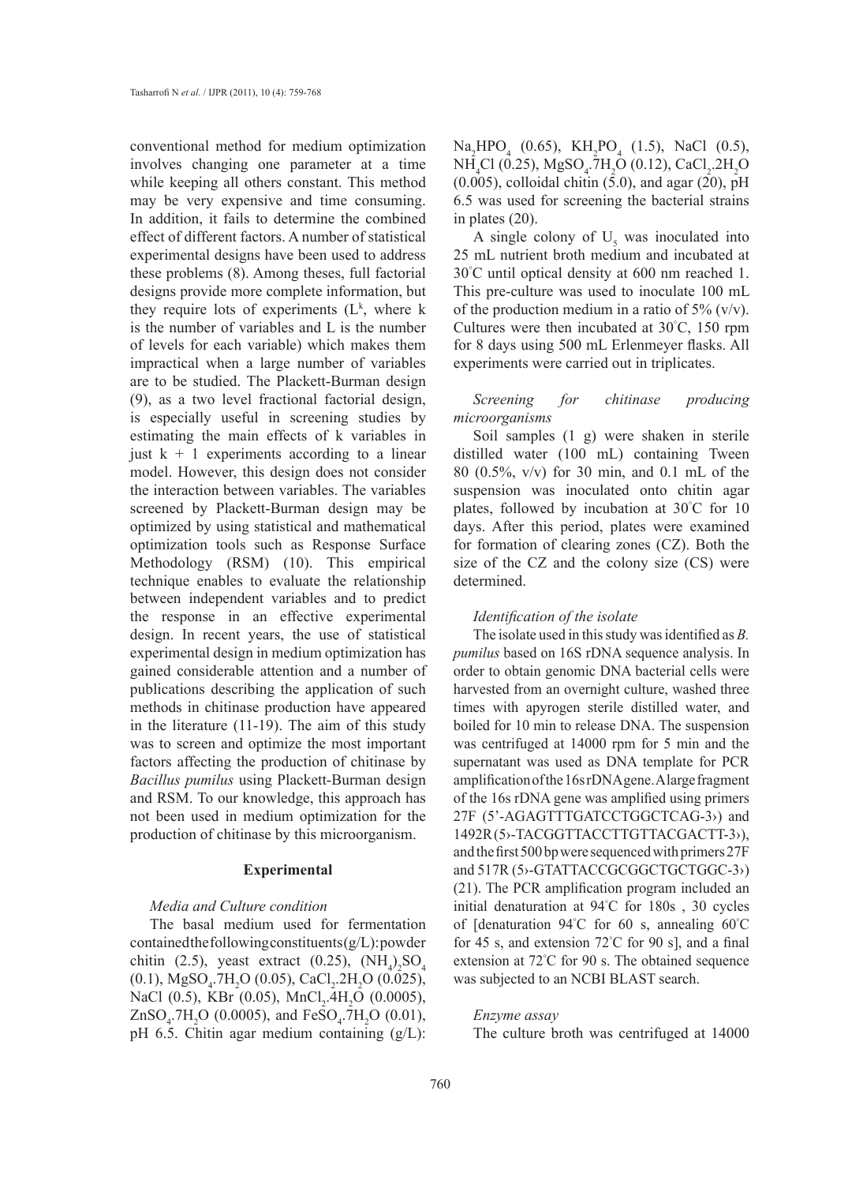conventional method for medium optimization involves changing one parameter at a time while keeping all others constant. This method may be very expensive and time consuming. In addition, it fails to determine the combined effect of different factors. A number of statistical experimental designs have been used to address these problems (8). Among theses, full factorial designs provide more complete information, but they require lots of experiments ($L^k$, where k is the number of variables and L is the number of levels for each variable) which makes them impractical when a large number of variables are to be studied. The Plackett-Burman design (9), as a two level fractional factorial design, is especially useful in screening studies by estimating the main effects of k variables in just k + 1 experiments according to a linear model. However, this design does not consider the interaction between variables. The variables screened by Plackett-Burman design may be optimized by using statistical and mathematical optimization tools such as Response Surface Methodology (RSM) (10). This empirical technique enables to evaluate the relationship between independent variables and to predict the response in an effective experimental design. In recent years, the use of statistical experimental design in medium optimization has gained considerable attention and a number of publications describing the application of such methods in chitinase production have appeared in the literature (11-19). The aim of this study was to screen and optimize the most important factors affecting the production of chitinase by *Bacillus pumilus* using Plackett-Burman design and RSM. To our knowledge, this approach has not been used in medium optimization for the production of chitinase by this microorganism.

## Experimental

### *Media and Culture condition*

The basal medium used for fermentation contained the following constituents (g/L): powder chitin (2.5), yeast extract (0.25), $(NH_4)_2SO_4$ (0.1), $MgSO_4.7H_2O$ (0.05), $CaCl_2.2H_2O$ (0.025), NaCl (0.5), KBr (0.05), $MnCl_2.4H_2O$ (0.0005), $ZnSO_4.7H_2O$ (0.0005), and $FeSO_4.7H_2O$ (0.01), pH 6.5. Chitin agar medium containing (g/L): $Na_2HPO_4$ (0.65), $KH_2PO_4$ (1.5), NaCl (0.5), $NH_4Cl$ (0.25), $MgSO_4.7H_2O$ (0.12), $CaCl_2.2H_2O$ (0.005), colloidal chitin (5.0), and agar (20), pH 6.5 was used for screening the bacterial strains in plates (20).

A single colony of $U_5$ was inoculated into 25 mL nutrient broth medium and incubated at 30°C until optical density at 600 nm reached 1. This pre-culture was used to inoculate 100 mL of the production medium in a ratio of 5% (v/v). Cultures were then incubated at 30°C, 150 rpm for 8 days using 500 mL Erlenmeyer flasks. All experiments were carried out in triplicates.

### *Screening for chitinase producing microorganisms*

Soil samples (1 g) were shaken in sterile distilled water (100 mL) containing Tween 80 (0.5%, v/v) for 30 min, and 0.1 mL of the suspension was inoculated onto chitin agar plates, followed by incubation at 30°C for 10 days. After this period, plates were examined for formation of clearing zones (CZ). Both the size of the CZ and the colony size (CS) were determined.

### *Identification of the isolate*

The isolate used in this study was identified as *B. pumilus* based on 16S rDNA sequence analysis. In order to obtain genomic DNA bacterial cells were harvested from an overnight culture, washed three times with apyrogen sterile distilled water, and boiled for 10 min to release DNA. The suspension was centrifuged at 14000 rpm for 5 min and the supernatant was used as DNA template for PCR amplification of the 16s rDNA gene. A large fragment of the 16s rDNA gene was amplified using primers 27F (5'-AGAGTTTGATCCTGGCTCAG-3›) and 1492R (5›-TACGGTTACCTTGTTACGACTT-3›), and the first 500 bp were sequenced with primers 27F and 517R (5›-GTATTACCGCGGCTGCTGGC-3›) (21). The PCR amplification program included an initial denaturation at 94°C for 180s , 30 cycles of [denaturation 94°C for 60 s, annealing 60°C for 45 s, and extension 72°C for 90 s], and a final extension at 72°C for 90 s. The obtained sequence was subjected to an NCBI BLAST search.

### *Enzyme assay*

The culture broth was centrifuged at 14000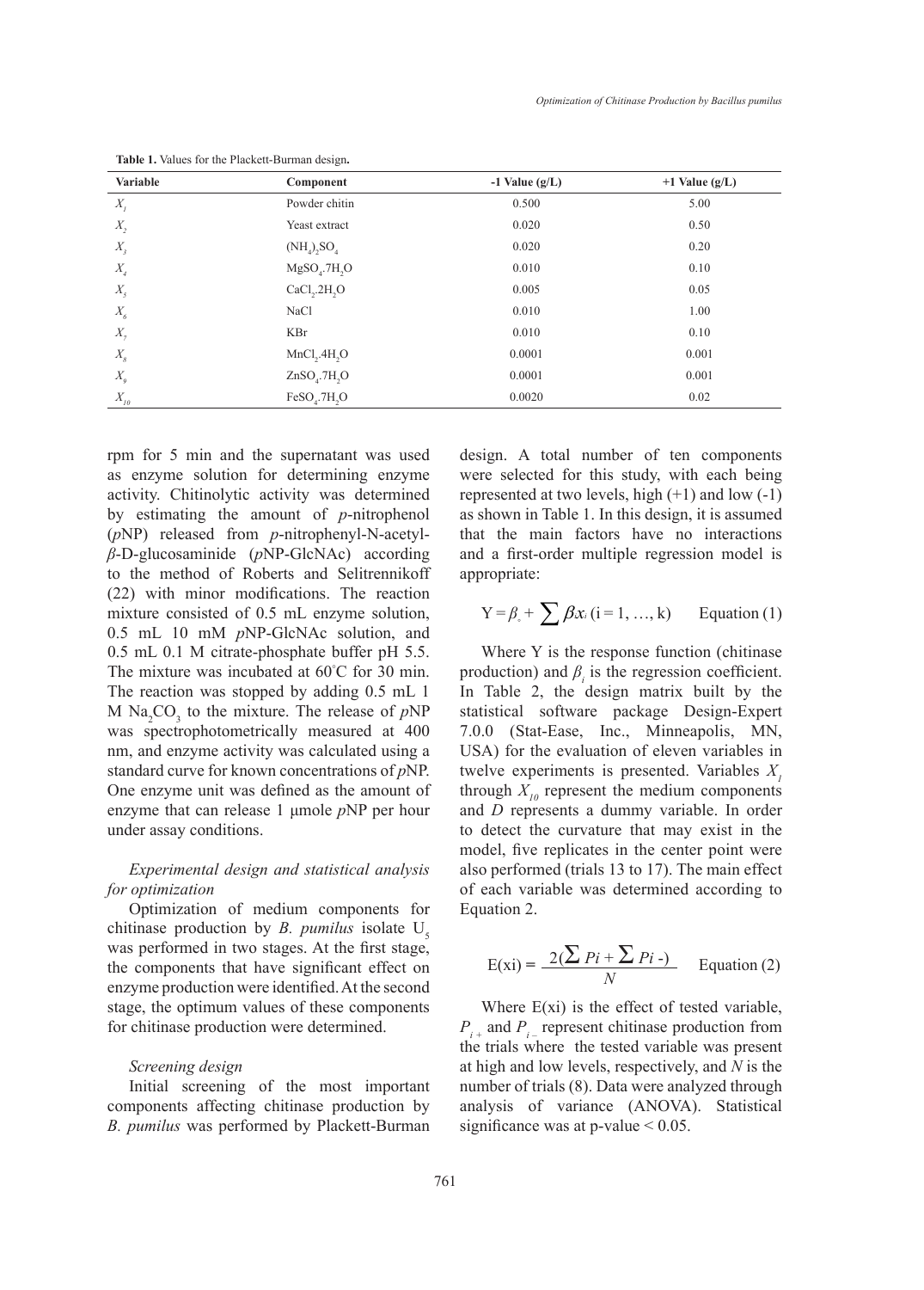**Table 1.** Values for the Plackett-Burman design.

| Variable | Component | -1 Value (g/L) | +1 Value (g/L) |
|---|---|---|---|
| $X_1$ | Powder chitin | 0.500 | 5.00 |
| $X_2$ | Yeast extract | 0.020 | 0.50 |
| $X_3$ | $(NH_4)_2SO_4$ | 0.020 | 0.20 |
| $X_4$ | $MgSO_4.7H_2O$ | 0.010 | 0.10 |
| $X_5$ | $CaCl_2.2H_2O$ | 0.005 | 0.05 |
| $X_6$ | NaCl | 0.010 | 1.00 |
| $X_7$ | KBr | 0.010 | 0.10 |
| $X_8$ | $MnCl_2.4H_2O$ | 0.0001 | 0.001 |
| $X_9$ | $ZnSO_4.7H_2O$ | 0.0001 | 0.001 |
| $X_{10}$ | $FeSO_4.7H_2O$ | 0.0020 | 0.02 |

rpm for 5 min and the supernatant was used as enzyme solution for determining enzyme activity. Chitinolytic activity was determined by estimating the amount of *p*-nitrophenol (*p*NP) released from *p*-nitrophenyl-N-acetyl-*β*-D-glucosaminide (*p*NP-GlcNAc) according to the method of Roberts and Selitrennikoff (22) with minor modifications. The reaction mixture consisted of 0.5 mL enzyme solution, 0.5 mL 10 mM *p*NP-GlcNAc solution, and 0.5 mL 0.1 M citrate-phosphate buffer pH 5.5. The mixture was incubated at 60°C for 30 min. The reaction was stopped by adding 0.5 mL 1 M $Na_2CO_3$ to the mixture. The release of *p*NP was spectrophotometrically measured at 400 nm, and enzyme activity was calculated using a standard curve for known concentrations of *p*NP. One enzyme unit was defined as the amount of enzyme that can release 1 μmole *p*NP per hour under assay conditions.

*Experimental design and statistical analysis for optimization*

Optimization of medium components for chitinase production by *B. pumilus* isolate $U_5$ was performed in two stages. At the first stage, the components that have significant effect on enzyme production were identified. At the second stage, the optimum values of these components for chitinase production were determined.

*Screening design*

Initial screening of the most important components affecting chitinase production by *B. pumilus* was performed by Plackett-Burman design. A total number of ten components were selected for this study, with each being represented at two levels, high (+1) and low (-1) as shown in Table 1. In this design, it is assumed that the main factors have no interactions and a first-order multiple regression model is appropriate:

$$Y = \beta_{\circ} + \sum \beta x_i \ (i = 1, \ldots, k) \qquad \text{Equation (1)}$$

Where Y is the response function (chitinase production) and $\beta_i$ is the regression coefficient. In Table 2, the design matrix built by the statistical software package Design-Expert 7.0.0 (Stat-Ease, Inc., Minneapolis, MN, USA) for the evaluation of eleven variables in twelve experiments is presented. Variables $X_1$ through $X_{10}$ represent the medium components and *D* represents a dummy variable. In order to detect the curvature that may exist in the model, five replicates in the center point were also performed (trials 13 to 17). The main effect of each variable was determined according to Equation 2.

$$E(xi) = \frac{2(\sum Pi + \sum Pi\ -)}{N} \qquad \text{Equation (2)}$$

Where E(xi) is the effect of tested variable, $P_{i+}$ and $P_{i-}$ represent chitinase production from the trials where the tested variable was present at high and low levels, respectively, and *N* is the number of trials (8). Data were analyzed through analysis of variance (ANOVA). Statistical significance was at p-value < 0.05.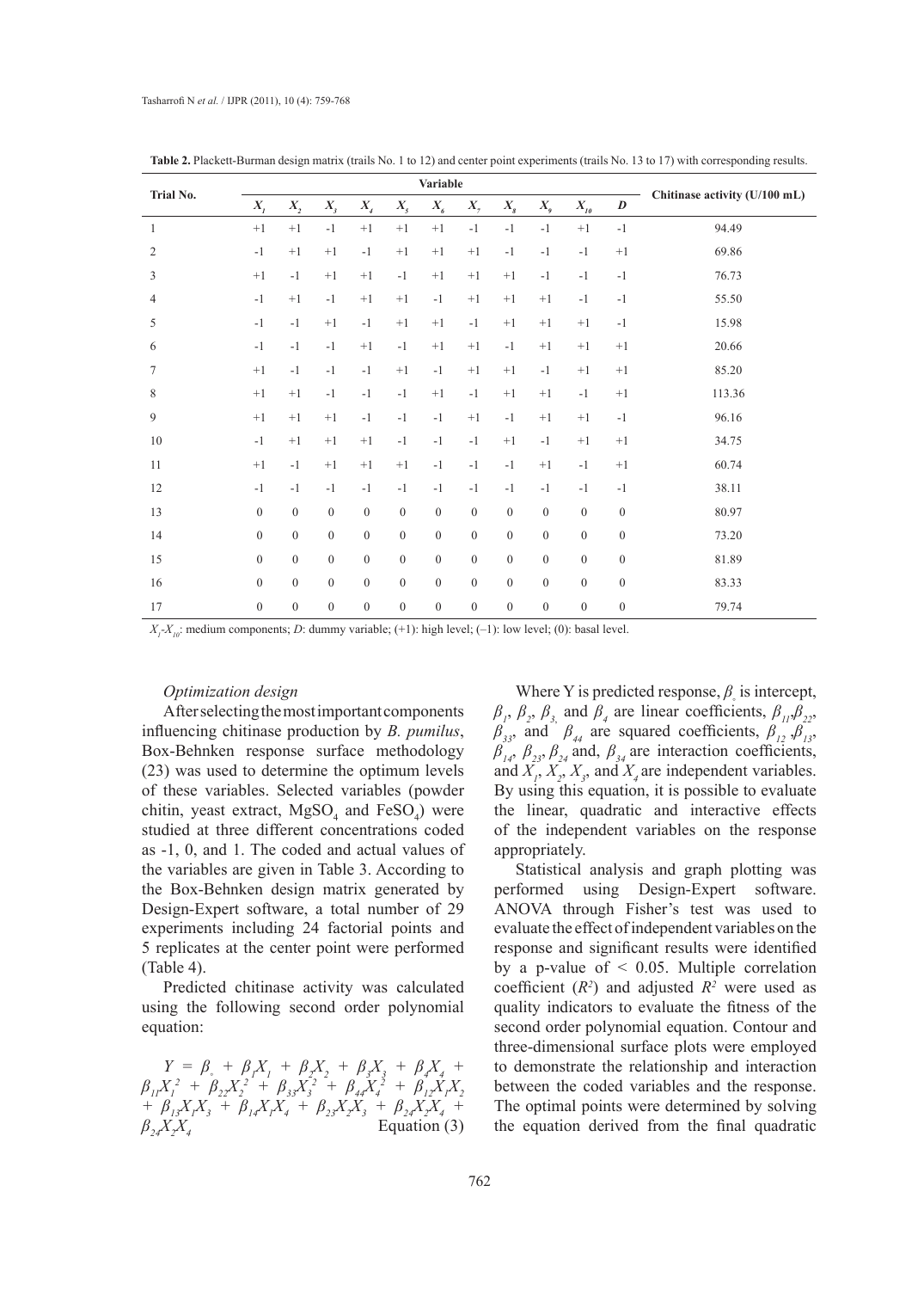**Table 2.** Plackett-Burman design matrix (trails No. 1 to 12) and center point experiments (trails No. 13 to 17) with corresponding results.

| Trial No. | Variable | | | | | | | | | | | Chitinase activity (U/100 mL) |
|---|---|---|---|---|---|---|---|---|---|---|---|---|
| | $X_1$ | $X_2$ | $X_3$ | $X_4$ | $X_5$ | $X_6$ | $X_7$ | $X_8$ | $X_9$ | $X_{10}$ | $D$ | |
| 1 | +1 | +1 | -1 | +1 | +1 | +1 | -1 | -1 | -1 | +1 | -1 | 94.49 |
| 2 | -1 | +1 | +1 | -1 | +1 | +1 | +1 | -1 | -1 | -1 | +1 | 69.86 |
| 3 | +1 | -1 | +1 | +1 | -1 | +1 | +1 | +1 | -1 | -1 | -1 | 76.73 |
| 4 | -1 | +1 | -1 | +1 | +1 | -1 | +1 | +1 | +1 | -1 | -1 | 55.50 |
| 5 | -1 | -1 | +1 | -1 | +1 | +1 | -1 | +1 | +1 | +1 | -1 | 15.98 |
| 6 | -1 | -1 | -1 | +1 | -1 | +1 | +1 | -1 | +1 | +1 | +1 | 20.66 |
| 7 | +1 | -1 | -1 | -1 | +1 | -1 | +1 | +1 | -1 | +1 | +1 | 85.20 |
| 8 | +1 | +1 | -1 | -1 | -1 | +1 | -1 | +1 | +1 | -1 | +1 | 113.36 |
| 9 | +1 | +1 | +1 | -1 | -1 | -1 | +1 | -1 | +1 | +1 | -1 | 96.16 |
| 10 | -1 | +1 | +1 | +1 | -1 | -1 | -1 | +1 | -1 | +1 | +1 | 34.75 |
| 11 | +1 | -1 | +1 | +1 | +1 | -1 | -1 | -1 | +1 | -1 | +1 | 60.74 |
| 12 | -1 | -1 | -1 | -1 | -1 | -1 | -1 | -1 | -1 | -1 | -1 | 38.11 |
| 13 | 0 | 0 | 0 | 0 | 0 | 0 | 0 | 0 | 0 | 0 | 0 | 80.97 |
| 14 | 0 | 0 | 0 | 0 | 0 | 0 | 0 | 0 | 0 | 0 | 0 | 73.20 |
| 15 | 0 | 0 | 0 | 0 | 0 | 0 | 0 | 0 | 0 | 0 | 0 | 81.89 |
| 16 | 0 | 0 | 0 | 0 | 0 | 0 | 0 | 0 | 0 | 0 | 0 | 83.33 |
| 17 | 0 | 0 | 0 | 0 | 0 | 0 | 0 | 0 | 0 | 0 | 0 | 79.74 |

$X_1$-$X_{10}$: medium components; *D*: dummy variable; (+1): high level; (–1): low level; (0): basal level.

*Optimization design*

After selecting the most important components influencing chitinase production by *B. pumilus*, Box-Behnken response surface methodology (23) was used to determine the optimum levels of these variables. Selected variables (powder chitin, yeast extract, $MgSO_4$ and $FeSO_4$) were studied at three different concentrations coded as -1, 0, and 1. The coded and actual values of the variables are given in Table 3. According to the Box-Behnken design matrix generated by Design-Expert software, a total number of 29 experiments including 24 factorial points and 5 replicates at the center point were performed (Table 4).

Predicted chitinase activity was calculated using the following second order polynomial equation:

$$Y = \beta_0 + \beta_1 X_1 + \beta_2 X_2 + \beta_3 X_3 + \beta_4 X_4 + \beta_{11} X_1^2 + \beta_{22} X_2^2 + \beta_{33} X_3^2 + \beta_{44} X_4^2 + \beta_{12} X_1 X_2 + \beta_{13} X_1 X_3 + \beta_{14} X_1 X_4 + \beta_{23} X_2 X_3 + \beta_{24} X_2 X_4 + \beta_{24} X_2 X_4 \quad \text{Equation (3)}$$

Where Y is predicted response, $\beta_0$ is intercept, $\beta_1$, $\beta_2$, $\beta_3$ and $\beta_4$ are linear coefficients, $\beta_{11}$, $\beta_{22}$, $\beta_{33}$, and $\beta_{44}$ are squared coefficients, $\beta_{12}$, $\beta_{13}$, $\beta_{14}$, $\beta_{23}$, $\beta_{24}$ and, $\beta_{34}$ are interaction coefficients, and $X_1$, $X_2$, $X_3$, and $X_4$ are independent variables. By using this equation, it is possible to evaluate the linear, quadratic and interactive effects of the independent variables on the response appropriately.

Statistical analysis and graph plotting was performed using Design-Expert software. ANOVA through Fisher's test was used to evaluate the effect of independent variables on the response and significant results were identified by a p-value of < 0.05. Multiple correlation coefficient ($R^2$) and adjusted $R^2$ were used as quality indicators to evaluate the fitness of the second order polynomial equation. Contour and three-dimensional surface plots were employed to demonstrate the relationship and interaction between the coded variables and the response. The optimal points were determined by solving the equation derived from the final quadratic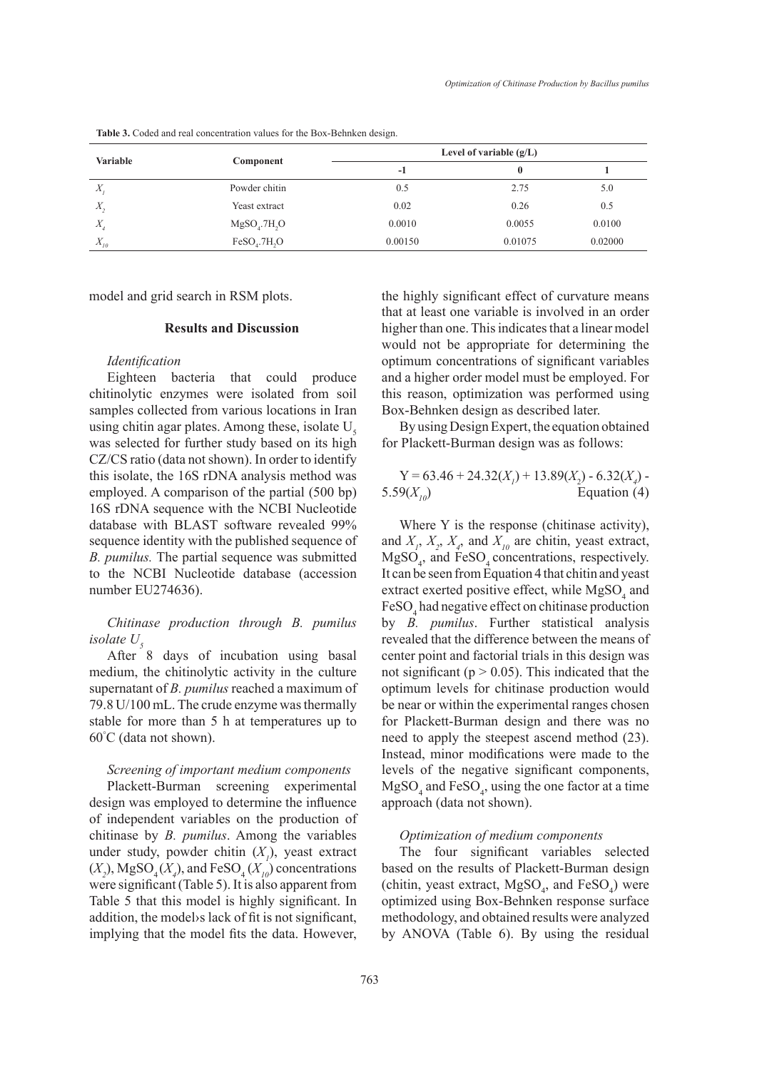**Table 3.** Coded and real concentration values for the Box-Behnken design.

| Variable | Component | Level of variable (g/L) | | |
|---|---|---|---|---|
| | | -1 | 0 | 1 |
| $X_1$ | Powder chitin | 0.5 | 2.75 | 5.0 |
| $X_2$ | Yeast extract | 0.02 | 0.26 | 0.5 |
| $X_4$ | $MgSO_4.7H_2O$ | 0.0010 | 0.0055 | 0.0100 |
| $X_{10}$ | $FeSO_4.7H_2O$ | 0.00150 | 0.01075 | 0.02000 |

model and grid search in RSM plots.

## Results and Discussion

*Identification*

Eighteen bacteria that could produce chitinolytic enzymes were isolated from soil samples collected from various locations in Iran using chitin agar plates. Among these, isolate $U_5$ was selected for further study based on its high CZ/CS ratio (data not shown). In order to identify this isolate, the 16S rDNA analysis method was employed. A comparison of the partial (500 bp) 16S rDNA sequence with the NCBI Nucleotide database with BLAST software revealed 99% sequence identity with the published sequence of *B. pumilus.* The partial sequence was submitted to the NCBI Nucleotide database (accession number EU274636).

*Chitinase production through B. pumilus isolate $U_5$*

After 8 days of incubation using basal medium, the chitinolytic activity in the culture supernatant of *B. pumilus* reached a maximum of 79.8 U/100 mL. The crude enzyme was thermally stable for more than 5 h at temperatures up to 60°C (data not shown).

*Screening of important medium components*

Plackett-Burman screening experimental design was employed to determine the influence of independent variables on the production of chitinase by *B. pumilus*. Among the variables under study, powder chitin ($X_1$), yeast extract ($X_2$), $MgSO_4$ ($X_4$), and $FeSO_4$ ($X_{10}$) concentrations were significant (Table 5). It is also apparent from Table 5 that this model is highly significant. In addition, the model›s lack of fit is not significant, implying that the model fits the data. However, the highly significant effect of curvature means that at least one variable is involved in an order higher than one. This indicates that a linear model would not be appropriate for determining the optimum concentrations of significant variables and a higher order model must be employed. For this reason, optimization was performed using Box-Behnken design as described later.

By using Design Expert, the equation obtained for Plackett-Burman design was as follows:

$$Y = 63.46 + 24.32(X_1) + 13.89(X_2) - 6.32(X_4) - 5.59(X_{10}) \qquad \text{Equation (4)}$$

Where Y is the response (chitinase activity), and $X_1$, $X_2$, $X_4$, and $X_{10}$ are chitin, yeast extract, $MgSO_4$, and $FeSO_4$ concentrations, respectively. It can be seen from Equation 4 that chitin and yeast extract exerted positive effect, while $MgSO_4$ and $FeSO_4$ had negative effect on chitinase production by *B. pumilus*. Further statistical analysis revealed that the difference between the means of center point and factorial trials in this design was not significant ($p > 0.05$). This indicated that the optimum levels for chitinase production would be near or within the experimental ranges chosen for Plackett-Burman design and there was no need to apply the steepest ascend method (23). Instead, minor modifications were made to the levels of the negative significant components, $MgSO_4$ and $FeSO_4$, using the one factor at a time approach (data not shown).

*Optimization of medium components*

The four significant variables selected based on the results of Plackett-Burman design (chitin, yeast extract, $MgSO_4$, and $FeSO_4$) were optimized using Box-Behnken response surface methodology, and obtained results were analyzed by ANOVA (Table 6). By using the residual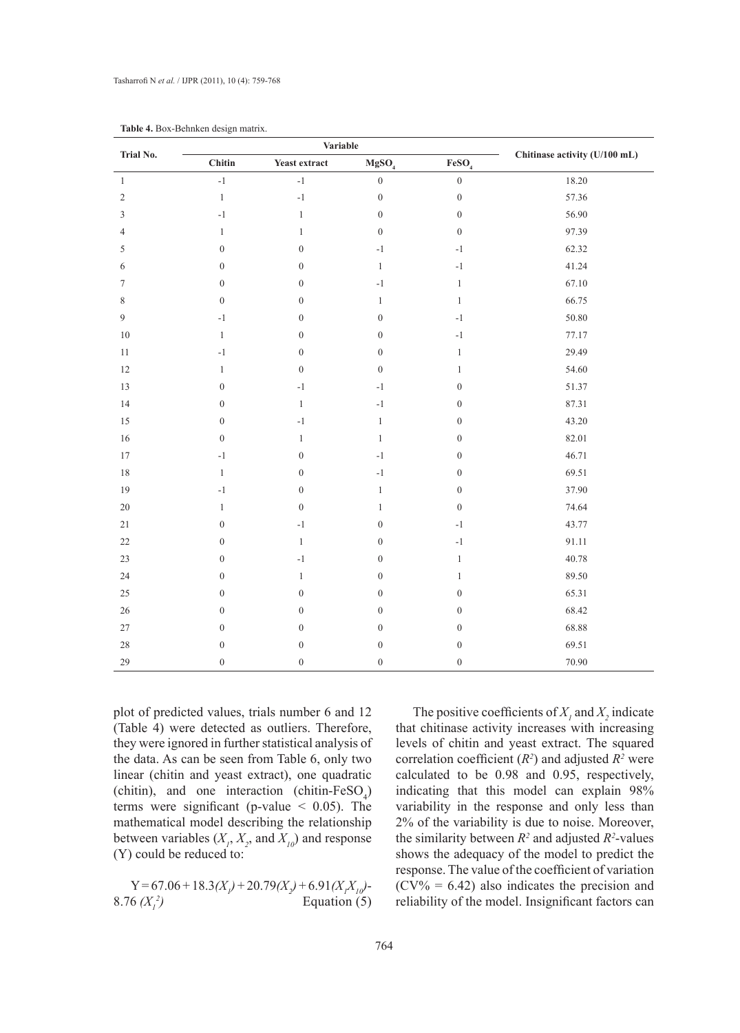**Table 4.** Box-Behnken design matrix.

| Trial No. | Variable | | | | Chitinase activity (U/100 mL) |
|---|---|---|---|---|---|
| | Chitin | Yeast extract | $MgSO_4$ | $FeSO_4$ | |
| 1 | -1 | -1 | 0 | 0 | 18.20 |
| 2 | 1 | -1 | 0 | 0 | 57.36 |
| 3 | -1 | 1 | 0 | 0 | 56.90 |
| 4 | 1 | 1 | 0 | 0 | 97.39 |
| 5 | 0 | 0 | -1 | -1 | 62.32 |
| 6 | 0 | 0 | 1 | -1 | 41.24 |
| 7 | 0 | 0 | -1 | 1 | 67.10 |
| 8 | 0 | 0 | 1 | 1 | 66.75 |
| 9 | -1 | 0 | 0 | -1 | 50.80 |
| 10 | 1 | 0 | 0 | -1 | 77.17 |
| 11 | -1 | 0 | 0 | 1 | 29.49 |
| 12 | 1 | 0 | 0 | 1 | 54.60 |
| 13 | 0 | -1 | -1 | 0 | 51.37 |
| 14 | 0 | 1 | -1 | 0 | 87.31 |
| 15 | 0 | -1 | 1 | 0 | 43.20 |
| 16 | 0 | 1 | 1 | 0 | 82.01 |
| 17 | -1 | 0 | -1 | 0 | 46.71 |
| 18 | 1 | 0 | -1 | 0 | 69.51 |
| 19 | -1 | 0 | 1 | 0 | 37.90 |
| 20 | 1 | 0 | 1 | 0 | 74.64 |
| 21 | 0 | -1 | 0 | -1 | 43.77 |
| 22 | 0 | 1 | 0 | -1 | 91.11 |
| 23 | 0 | -1 | 0 | 1 | 40.78 |
| 24 | 0 | 1 | 0 | 1 | 89.50 |
| 25 | 0 | 0 | 0 | 0 | 65.31 |
| 26 | 0 | 0 | 0 | 0 | 68.42 |
| 27 | 0 | 0 | 0 | 0 | 68.88 |
| 28 | 0 | 0 | 0 | 0 | 69.51 |
| 29 | 0 | 0 | 0 | 0 | 70.90 |

plot of predicted values, trials number 6 and 12 (Table 4) were detected as outliers. Therefore, they were ignored in further statistical analysis of the data. As can be seen from Table 6, only two linear (chitin and yeast extract), one quadratic (chitin), and one interaction (chitin-$FeSO_4$) terms were significant (p-value < 0.05). The mathematical model describing the relationship between variables ($X_1$, $X_2$, and $X_{10}$) and response (Y) could be reduced to:

$$Y = 67.06 + 18.3(X_1) + 20.79(X_2) + 6.91(X_1X_{10}) - 8.76(X_1^2) \quad \text{Equation (5)}$$

The positive coefficients of $X_1$ and $X_2$ indicate that chitinase activity increases with increasing levels of chitin and yeast extract. The squared correlation coefficient ($R^2$) and adjusted $R^2$ were calculated to be 0.98 and 0.95, respectively, indicating that this model can explain 98% variability in the response and only less than 2% of the variability is due to noise. Moreover, the similarity between $R^2$ and adjusted $R^2$-values shows the adequacy of the model to predict the response. The value of the coefficient of variation (CV% = 6.42) also indicates the precision and reliability of the model. Insignificant factors can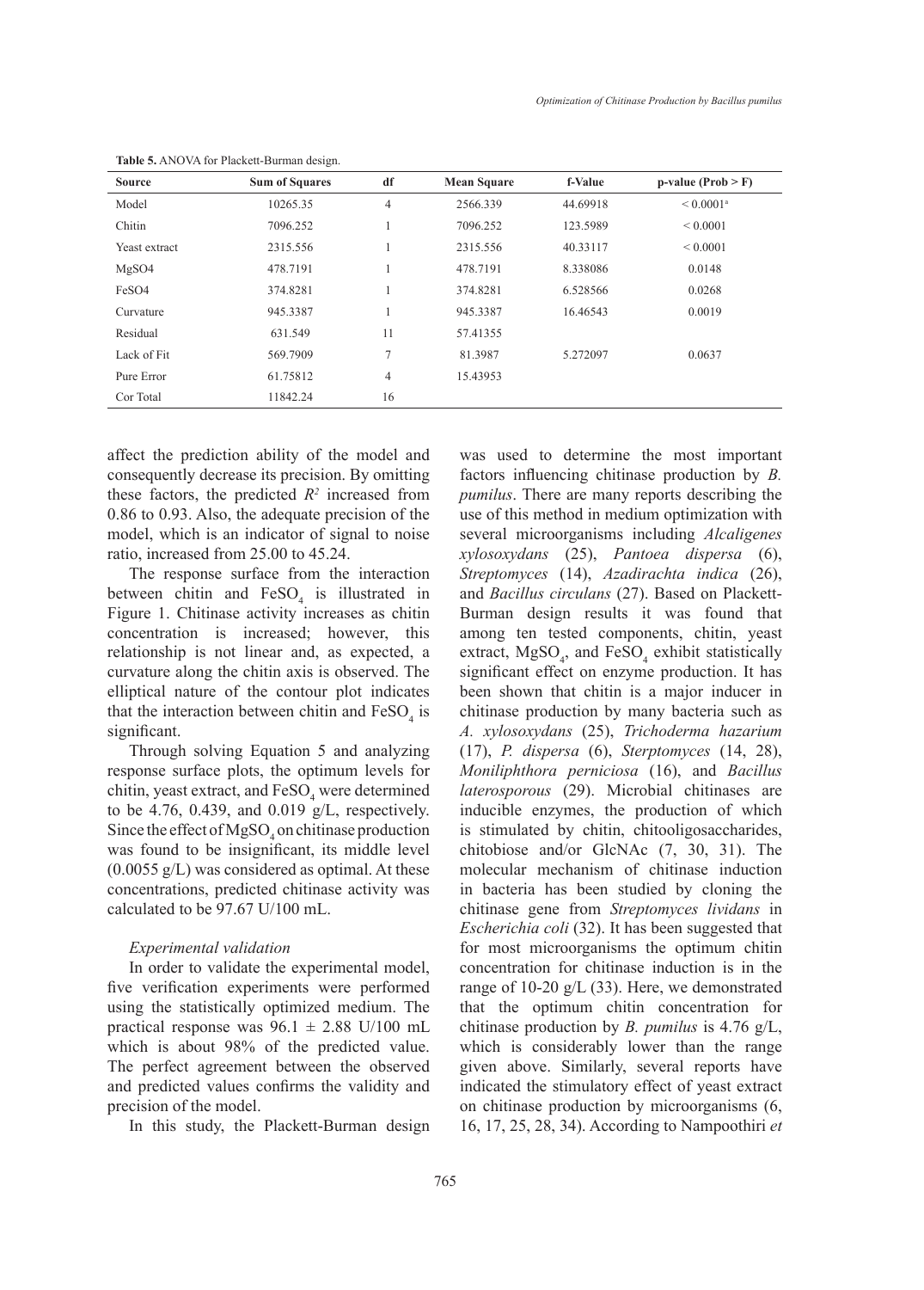**Table 5.** ANOVA for Plackett-Burman design.

| Source | Sum of Squares | df | Mean Square | f-Value | p-value (Prob > F) |
|---|---|---|---|---|---|
| Model | 10265.35 | 4 | 2566.339 | 44.69918 | < 0.0001[a] |
| Chitin | 7096.252 | 1 | 7096.252 | 123.5989 | < 0.0001 |
| Yeast extract | 2315.556 | 1 | 2315.556 | 40.33117 | < 0.0001 |
| MgSO4 | 478.7191 | 1 | 478.7191 | 8.338086 | 0.0148 |
| FeSO4 | 374.8281 | 1 | 374.8281 | 6.528566 | 0.0268 |
| Curvature | 945.3387 | 1 | 945.3387 | 16.46543 | 0.0019 |
| Residual | 631.549 | 11 | 57.41355 | | |
| Lack of Fit | 569.7909 | 7 | 81.3987 | 5.272097 | 0.0637 |
| Pure Error | 61.75812 | 4 | 15.43953 | | |
| Cor Total | 11842.24 | 16 | | | |

affect the prediction ability of the model and consequently decrease its precision. By omitting these factors, the predicted $R^2$ increased from 0.86 to 0.93. Also, the adequate precision of the model, which is an indicator of signal to noise ratio, increased from 25.00 to 45.24.

The response surface from the interaction between chitin and $FeSO_4$ is illustrated in Figure 1. Chitinase activity increases as chitin concentration is increased; however, this relationship is not linear and, as expected, a curvature along the chitin axis is observed. The elliptical nature of the contour plot indicates that the interaction between chitin and $FeSO_4$ is significant.

Through solving Equation 5 and analyzing response surface plots, the optimum levels for chitin, yeast extract, and $FeSO_4$ were determined to be 4.76, 0.439, and 0.019 g/L, respectively. Since the effect of $MgSO_4$ on chitinase production was found to be insignificant, its middle level (0.0055 g/L) was considered as optimal. At these concentrations, predicted chitinase activity was calculated to be 97.67 U/100 mL.

*Experimental validation*

In order to validate the experimental model, five verification experiments were performed using the statistically optimized medium. The practical response was $96.1 \pm 2.88$ U/100 mL which is about 98% of the predicted value. The perfect agreement between the observed and predicted values confirms the validity and precision of the model.

In this study, the Plackett-Burman design was used to determine the most important factors influencing chitinase production by *B. pumilus*. There are many reports describing the use of this method in medium optimization with several microorganisms including *Alcaligenes xylosoxydans* (25), *Pantoea dispersa* (6), *Streptomyces* (14), *Azadirachta indica* (26), and *Bacillus circulans* (27). Based on Plackett-Burman design results it was found that among ten tested components, chitin, yeast extract, $MgSO_4$, and $FeSO_4$ exhibit statistically significant effect on enzyme production. It has been shown that chitin is a major inducer in chitinase production by many bacteria such as *A. xylosoxydans* (25), *Trichoderma hazarium* (17), *P. dispersa* (6), *Sterptomyces* (14, 28), *Moniliphthora perniciosa* (16), and *Bacillus laterosporous* (29). Microbial chitinases are inducible enzymes, the production of which is stimulated by chitin, chitooligosaccharides, chitobiose and/or GlcNAc (7, 30, 31). The molecular mechanism of chitinase induction in bacteria has been studied by cloning the chitinase gene from *Streptomyces lividans* in *Escherichia coli* (32). It has been suggested that for most microorganisms the optimum chitin concentration for chitinase induction is in the range of 10-20 g/L (33). Here, we demonstrated that the optimum chitin concentration for chitinase production by *B. pumilus* is 4.76 g/L, which is considerably lower than the range given above. Similarly, several reports have indicated the stimulatory effect of yeast extract on chitinase production by microorganisms (6, 16, 17, 25, 28, 34). According to Nampoothiri *et*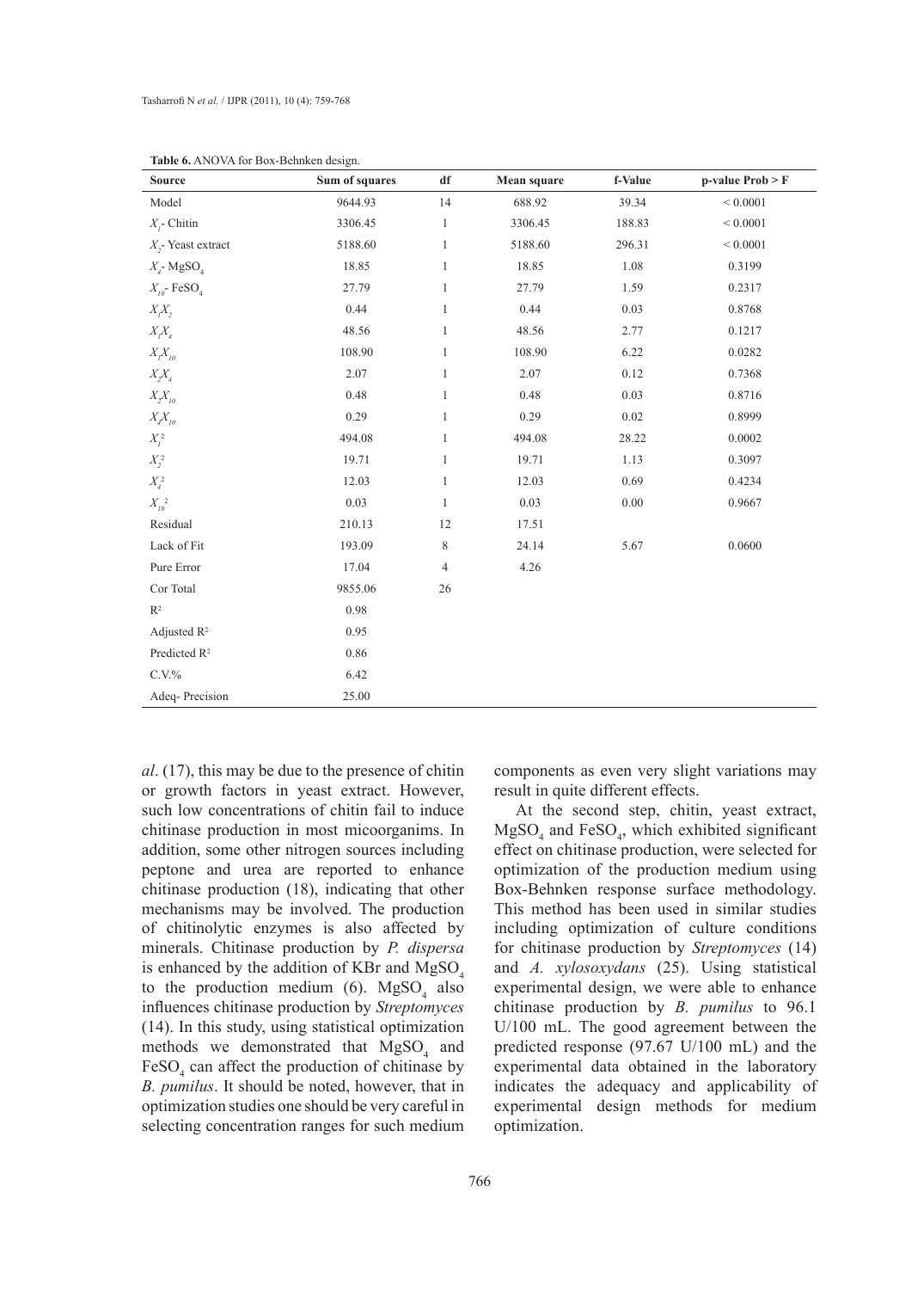**Table 6.** ANOVA for Box-Behnken design.

| Source | Sum of squares | df | Mean square | f-Value | p-value Prob > F |
|---|---|---|---|---|---|
| Model | 9644.93 | 14 | 688.92 | 39.34 | < 0.0001 |
| $X_1$- Chitin | 3306.45 | 1 | 3306.45 | 188.83 | < 0.0001 |
| $X_2$- Yeast extract | 5188.60 | 1 | 5188.60 | 296.31 | < 0.0001 |
| $X_4$- $MgSO_4$ | 18.85 | 1 | 18.85 | 1.08 | 0.3199 |
| $X_{10}$- $FeSO_4$ | 27.79 | 1 | 27.79 | 1.59 | 0.2317 |
| $X_1X_2$ | 0.44 | 1 | 0.44 | 0.03 | 0.8768 |
| $X_1X_4$ | 48.56 | 1 | 48.56 | 2.77 | 0.1217 |
| $X_1X_{10}$ | 108.90 | 1 | 108.90 | 6.22 | 0.0282 |
| $X_2X_4$ | 2.07 | 1 | 2.07 | 0.12 | 0.7368 |
| $X_2X_{10}$ | 0.48 | 1 | 0.48 | 0.03 | 0.8716 |
| $X_4X_{10}$ | 0.29 | 1 | 0.29 | 0.02 | 0.8999 |
| $X_1^2$ | 494.08 | 1 | 494.08 | 28.22 | 0.0002 |
| $X_2^2$ | 19.71 | 1 | 19.71 | 1.13 | 0.3097 |
| $X_4^2$ | 12.03 | 1 | 12.03 | 0.69 | 0.4234 |
| $X_{10}^2$ | 0.03 | 1 | 0.03 | 0.00 | 0.9667 |
| Residual | 210.13 | 12 | 17.51 | | |
| Lack of Fit | 193.09 | 8 | 24.14 | 5.67 | 0.0600 |
| Pure Error | 17.04 | 4 | 4.26 | | |
| Cor Total | 9855.06 | 26 | | | |
| $R^2$ | 0.98 | | | | |
| Adjusted $R^2$ | 0.95 | | | | |
| Predicted $R^2$ | 0.86 | | | | |
| C.V.% | 6.42 | | | | |
| Adeq- Precision | 25.00 | | | | |

*al*. (17), this may be due to the presence of chitin or growth factors in yeast extract. However, such low concentrations of chitin fail to induce chitinase production in most micoorganims. In addition, some other nitrogen sources including peptone and urea are reported to enhance chitinase production (18), indicating that other mechanisms may be involved. The production of chitinolytic enzymes is also affected by minerals. Chitinase production by *P. dispersa* is enhanced by the addition of KBr and $MgSO_4$ to the production medium (6). $MgSO_4$ also influences chitinase production by *Streptomyces* (14). In this study, using statistical optimization methods we demonstrated that $MgSO_4$ and $FeSO_4$ can affect the production of chitinase by *B. pumilus*. It should be noted, however, that in optimization studies one should be very careful in selecting concentration ranges for such medium components as even very slight variations may result in quite different effects.

At the second step, chitin, yeast extract, $MgSO_4$ and $FeSO_4$, which exhibited significant effect on chitinase production, were selected for optimization of the production medium using Box-Behnken response surface methodology. This method has been used in similar studies including optimization of culture conditions for chitinase production by *Streptomyces* (14) and *A. xylosoxydans* (25). Using statistical experimental design, we were able to enhance chitinase production by *B. pumilus* to 96.1 U/100 mL. The good agreement between the predicted response (97.67 U/100 mL) and the experimental data obtained in the laboratory indicates the adequacy and applicability of experimental design methods for medium optimization.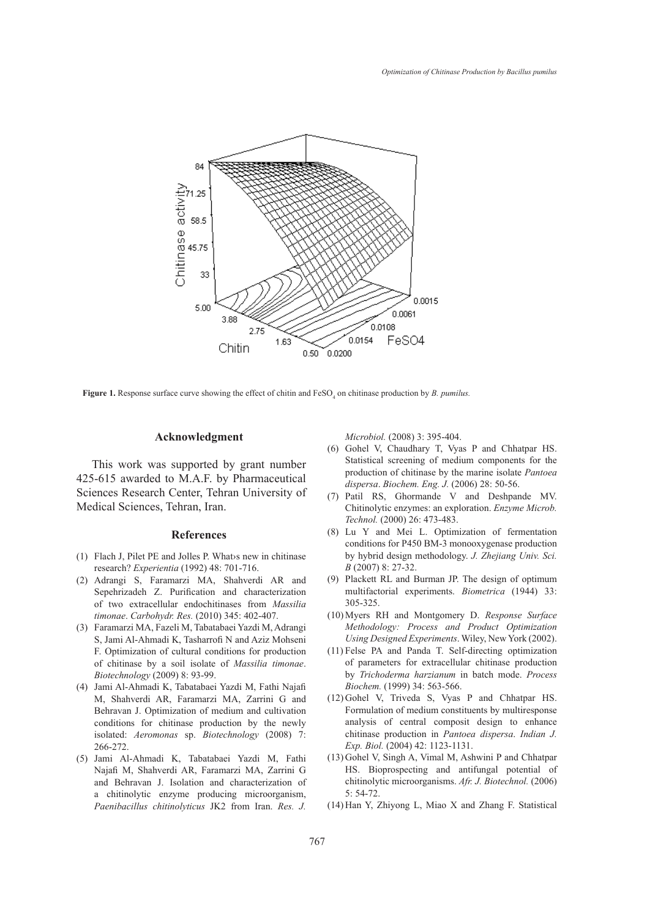**Figure 1.** Response surface curve showing the effect of chitin and $FeSO_4$ on chitinase production by *B. pumilus.*

## Acknowledgment

This work was supported by grant number 425-615 awarded to M.A.F. by Pharmaceutical Sciences Research Center, Tehran University of Medical Sciences, Tehran, Iran.

## References

(1) Flach J, Pilet PE and Jolles P. What›s new in chitinase research? *Experientia* (1992) 48: 701-716.

(2) Adrangi S, Faramarzi MA, Shahverdi AR and Sepehrizadeh Z. Purification and characterization of two extracellular endochitinases from *Massilia timonae*. *Carbohydr. Res.* (2010) 345: 402-407.

(3) Faramarzi MA, Fazeli M, Tabatabaei Yazdi M, Adrangi S, Jami Al-Ahmadi K, Tasharrofi N and Aziz Mohseni F. Optimization of cultural conditions for production of chitinase by a soil isolate of *Massilia timonae*. *Biotechnology* (2009) 8: 93-99.

(4) Jami Al-Ahmadi K, Tabatabaei Yazdi M, Fathi Najafi M, Shahverdi AR, Faramarzi MA, Zarrini G and Behravan J. Optimization of medium and cultivation conditions for chitinase production by the newly isolated: *Aeromonas* sp. *Biotechnology* (2008) 7: 266-272.

(5) Jami Al-Ahmadi K, Tabatabaei Yazdi M, Fathi Najafi M, Shahverdi AR, Faramarzi MA, Zarrini G and Behravan J. Isolation and characterization of a chitinolytic enzyme producing microorganism, *Paenibacillus chitinolyticus* JK2 from Iran. *Res. J. Microbiol.* (2008) 3: 395-404.

(6) Gohel V, Chaudhary T, Vyas P and Chhatpar HS. Statistical screening of medium components for the production of chitinase by the marine isolate *Pantoea dispersa*. *Biochem. Eng. J.* (2006) 28: 50-56.

(7) Patil RS, Ghormande V and Deshpande MV. Chitinolytic enzymes: an exploration. *Enzyme Microb. Technol.* (2000) 26: 473-483.

(8) Lu Y and Mei L. Optimization of fermentation conditions for P450 BM-3 monooxygenase production by hybrid design methodology. *J. Zhejiang Univ. Sci. B* (2007) 8: 27-32.

(9) Plackett RL and Burman JP. The design of optimum multifactorial experiments. *Biometrica* (1944) 33: 305-325.

(10) Myers RH and Montgomery D. *Response Surface Methodology: Process and Product Optimization Using Designed Experiments*. Wiley, New York (2002).

(11) Felse PA and Panda T. Self-directing optimization of parameters for extracellular chitinase production by *Trichoderma harzianum* in batch mode. *Process Biochem.* (1999) 34: 563-566.

(12) Gohel V, Triveda S, Vyas P and Chhatpar HS. Formulation of medium constituents by multiresponse analysis of central composit design to enhance chitinase production in *Pantoea dispersa*. *Indian J. Exp. Biol.* (2004) 42: 1123-1131.

(13) Gohel V, Singh A, Vimal M, Ashwini P and Chhatpar HS. Bioprospecting and antifungal potential of chitinolytic microorganisms. *Afr. J. Biotechnol.* (2006) 5: 54-72.

(14) Han Y, Zhiyong L, Miao X and Zhang F. Statistical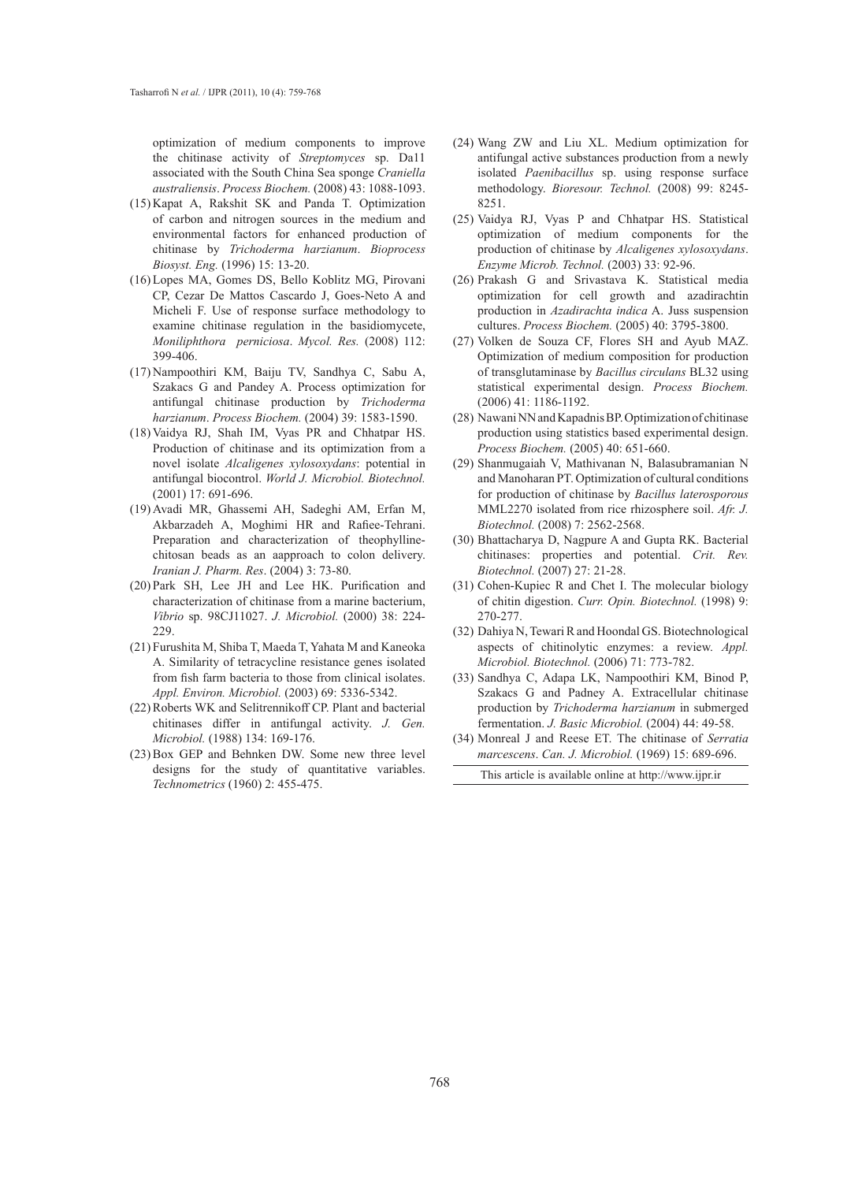optimization of medium components to improve the chitinase activity of *Streptomyces* sp. Da11 associated with the South China Sea sponge *Craniella australiensis*. *Process Biochem.* (2008) 43: 1088-1093.

(15) Kapat A, Rakshit SK and Panda T. Optimization of carbon and nitrogen sources in the medium and environmental factors for enhanced production of chitinase by *Trichoderma harzianum*. *Bioprocess Biosyst. Eng.* (1996) 15: 13-20.

(16) Lopes MA, Gomes DS, Bello Koblitz MG, Pirovani CP, Cezar De Mattos Cascardo J, Goes-Neto A and Micheli F. Use of response surface methodology to examine chitinase regulation in the basidiomycete, *Moniliphthora perniciosa*. *Mycol. Res.* (2008) 112: 399-406.

(17) Nampoothiri KM, Baiju TV, Sandhya C, Sabu A, Szakacs G and Pandey A. Process optimization for antifungal chitinase production by *Trichoderma harzianum*. *Process Biochem.* (2004) 39: 1583-1590.

(18) Vaidya RJ, Shah IM, Vyas PR and Chhatpar HS. Production of chitinase and its optimization from a novel isolate *Alcaligenes xylosoxydans*: potential in antifungal biocontrol. *World J. Microbiol. Biotechnol.* (2001) 17: 691-696.

(19) Avadi MR, Ghassemi AH, Sadeghi AM, Erfan M, Akbarzadeh A, Moghimi HR and Rafiee-Tehrani. Preparation and characterization of theophylline-chitosan beads as an aapproach to colon delivery. *Iranian J. Pharm. Res*. (2004) 3: 73-80.

(20) Park SH, Lee JH and Lee HK. Purification and characterization of chitinase from a marine bacterium, *Vibrio* sp. 98CJ11027. *J. Microbiol.* (2000) 38: 224-229.

(21) Furushita M, Shiba T, Maeda T, Yahata M and Kaneoka A. Similarity of tetracycline resistance genes isolated from fish farm bacteria to those from clinical isolates. *Appl. Environ. Microbiol.* (2003) 69: 5336-5342.

(22) Roberts WK and Selitrennikoff CP. Plant and bacterial chitinases differ in antifungal activity. *J. Gen. Microbiol.* (1988) 134: 169-176.

(23) Box GEP and Behnken DW. Some new three level designs for the study of quantitative variables. *Technometrics* (1960) 2: 455-475.

(24) Wang ZW and Liu XL. Medium optimization for antifungal active substances production from a newly isolated *Paenibacillus* sp. using response surface methodology. *Bioresour. Technol.* (2008) 99: 8245-8251.

(25) Vaidya RJ, Vyas P and Chhatpar HS. Statistical optimization of medium components for the production of chitinase by *Alcaligenes xylosoxydans*. *Enzyme Microb. Technol.* (2003) 33: 92-96.

(26) Prakash G and Srivastava K. Statistical media optimization for cell growth and azadirachtin production in *Azadirachta indica* A. Juss suspension cultures. *Process Biochem.* (2005) 40: 3795-3800.

(27) Volken de Souza CF, Flores SH and Ayub MAZ. Optimization of medium composition for production of transglutaminase by *Bacillus circulans* BL32 using statistical experimental design. *Process Biochem.* (2006) 41: 1186-1192.

(28) Nawani NN and Kapadnis BP. Optimization of chitinase production using statistics based experimental design. *Process Biochem.* (2005) 40: 651-660.

(29) Shanmugaiah V, Mathivanan N, Balasubramanian N and Manoharan PT. Optimization of cultural conditions for production of chitinase by *Bacillus laterosporous* MML2270 isolated from rice rhizosphere soil. *Afr. J. Biotechnol.* (2008) 7: 2562-2568.

(30) Bhattacharya D, Nagpure A and Gupta RK. Bacterial chitinases: properties and potential. *Crit. Rev. Biotechnol.* (2007) 27: 21-28.

(31) Cohen-Kupiec R and Chet I. The molecular biology of chitin digestion. *Curr. Opin. Biotechnol.* (1998) 9: 270-277.

(32) Dahiya N, Tewari R and Hoondal GS. Biotechnological aspects of chitinolytic enzymes: a review. *Appl. Microbiol. Biotechnol.* (2006) 71: 773-782.

(33) Sandhya C, Adapa LK, Nampoothiri KM, Binod P, Szakacs G and Padney A. Extracellular chitinase production by *Trichoderma harzianum* in submerged fermentation. *J. Basic Microbiol.* (2004) 44: 49-58.

(34) Monreal J and Reese ET. The chitinase of *Serratia marcescens*. *Can. J. Microbiol.* (1969) 15: 689-696.

This article is available online at http://www.ijpr.ir